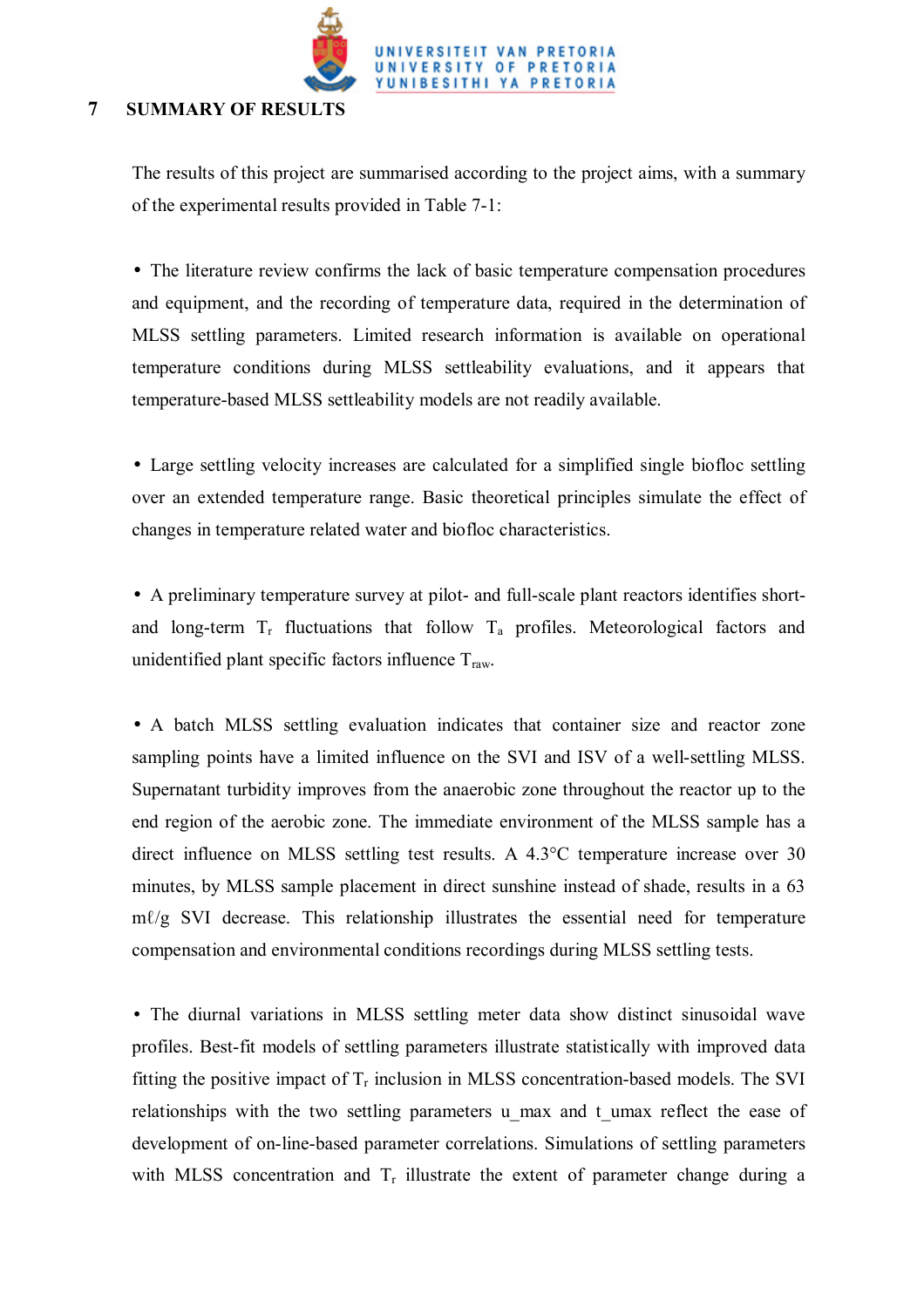# 7 SUMMARY OF RESULTS

The results of this project are summarised according to the project aims, with a summary of the experimental results provided in Table 7-1:

- The literature review confirms the lack of basic temperature compensation procedures and equipment, and the recording of temperature data, required in the determination of MLSS settling parameters. Limited research information is available on operational temperature conditions during MLSS settleability evaluations, and it appears that temperature-based MLSS settleability models are not readily available.

- Large settling velocity increases are calculated for a simplified single biofloc settling over an extended temperature range. Basic theoretical principles simulate the effect of changes in temperature related water and biofloc characteristics.

- A preliminary temperature survey at pilot- and full-scale plant reactors identifies short- and long-term $T_r$ fluctuations that follow $T_a$ profiles. Meteorological factors and unidentified plant specific factors influence $T_{raw}$.

- A batch MLSS settling evaluation indicates that container size and reactor zone sampling points have a limited influence on the SVI and ISV of a well-settling MLSS. Supernatant turbidity improves from the anaerobic zone throughout the reactor up to the end region of the aerobic zone. The immediate environment of the MLSS sample has a direct influence on MLSS settling test results. A 4.3°C temperature increase over 30 minutes, by MLSS sample placement in direct sunshine instead of shade, results in a 63 mℓ/g SVI decrease. This relationship illustrates the essential need for temperature compensation and environmental conditions recordings during MLSS settling tests.

- The diurnal variations in MLSS settling meter data show distinct sinusoidal wave profiles. Best-fit models of settling parameters illustrate statistically with improved data fitting the positive impact of $T_r$ inclusion in MLSS concentration-based models. The SVI relationships with the two settling parameters u_max and t_umax reflect the ease of development of on-line-based parameter correlations. Simulations of settling parameters with MLSS concentration and $T_r$ illustrate the extent of parameter change during a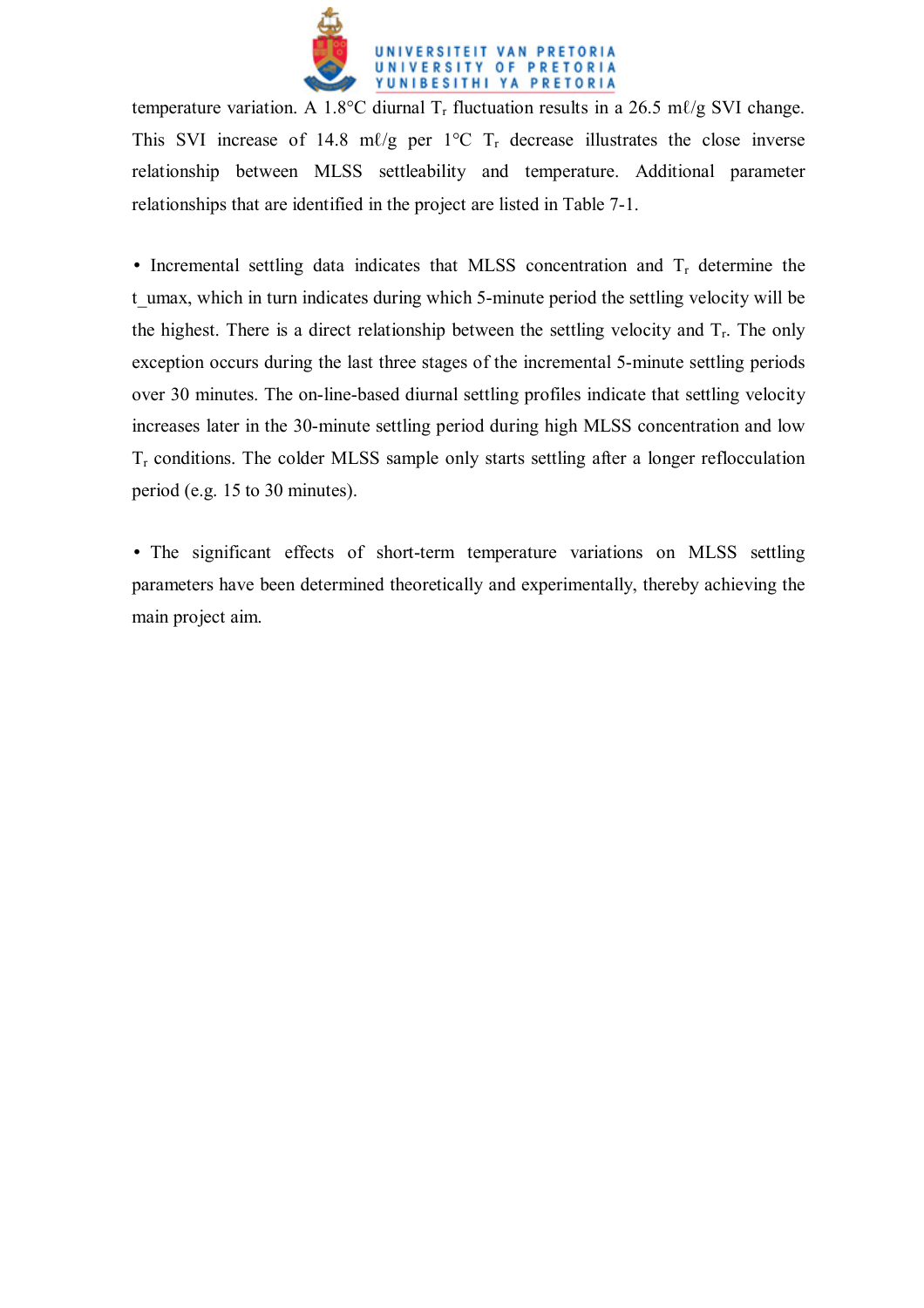temperature variation. A 1.8°C diurnal $T_r$ fluctuation results in a 26.5 mℓ/g SVI change. This SVI increase of 14.8 mℓ/g per 1°C $T_r$ decrease illustrates the close inverse relationship between MLSS settleability and temperature. Additional parameter relationships that are identified in the project are listed in Table 7-1.

- Incremental settling data indicates that MLSS concentration and $T_r$ determine the t_umax, which in turn indicates during which 5-minute period the settling velocity will be the highest. There is a direct relationship between the settling velocity and $T_r$. The only exception occurs during the last three stages of the incremental 5-minute settling periods over 30 minutes. The on-line-based diurnal settling profiles indicate that settling velocity increases later in the 30-minute settling period during high MLSS concentration and low $T_r$ conditions. The colder MLSS sample only starts settling after a longer reflocculation period (e.g. 15 to 30 minutes).

- The significant effects of short-term temperature variations on MLSS settling parameters have been determined theoretically and experimentally, thereby achieving the main project aim.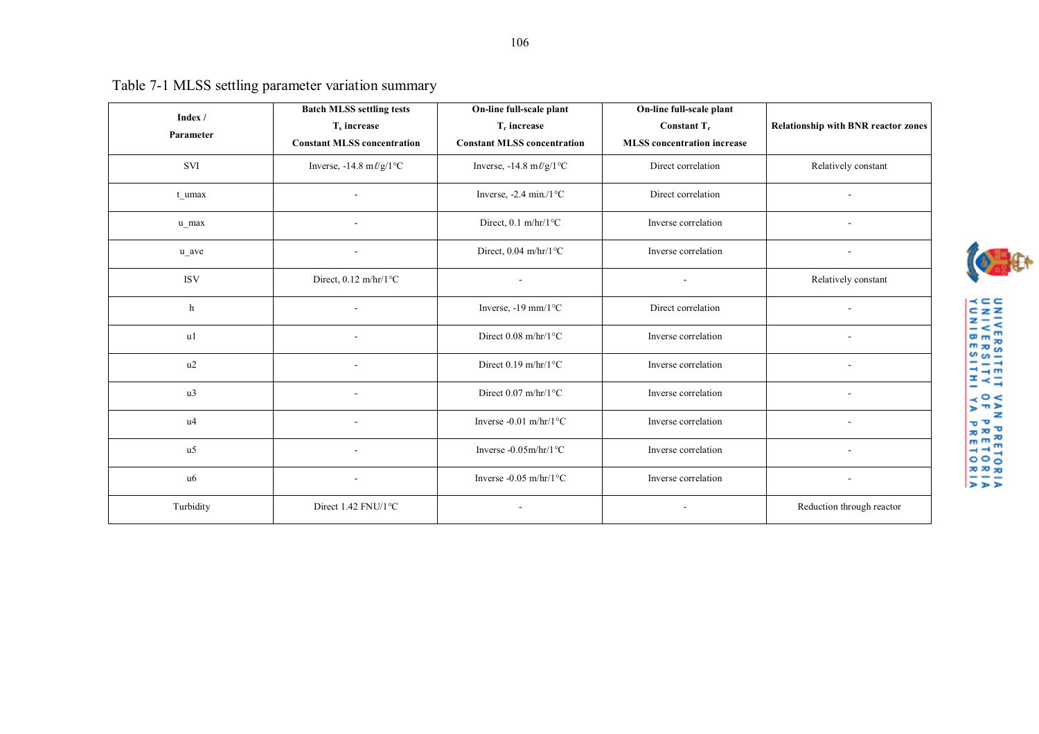Table 7-1 MLSS settling parameter variation summary

| Index / Parameter | Batch MLSS settling tests $T_r$ increase Constant MLSS concentration | On-line full-scale plant $T_r$ increase Constant MLSS concentration | On-line full-scale plant Constant $T_r$ MLSS concentration increase | Relationship with BNR reactor zones |
|---|---|---|---|---|
| SVI | Inverse, -14.8 mℓ/g/1°C | Inverse, -14.8 mℓ/g/1°C | Direct correlation | Relatively constant |
| t_umax | - | Inverse, -2.4 min./1°C | Direct correlation | - |
| u_max | - | Direct, 0.1 m/hr/1°C | Inverse correlation | - |
| u_ave | - | Direct, 0.04 m/hr/1°C | Inverse correlation | - |
| ISV | Direct, 0.12 m/hr/1°C | - | - | Relatively constant |
| h | - | Inverse, -19 mm/1°C | Direct correlation | - |
| u1 | - | Direct 0.08 m/hr/1°C | Inverse correlation | - |
| u2 | - | Direct 0.19 m/hr/1°C | Inverse correlation | - |
| u3 | - | Direct 0.07 m/hr/1°C | Inverse correlation | - |
| u4 | - | Inverse -0.01 m/hr/1°C | Inverse correlation | - |
| u5 | - | Inverse -0.05m/hr/1°C | Inverse correlation | - |
| u6 | - | Inverse -0.05 m/hr/1°C | Inverse correlation | - |
| Turbidity | Direct 1.42 FNU/1°C | - | - | Reduction through reactor |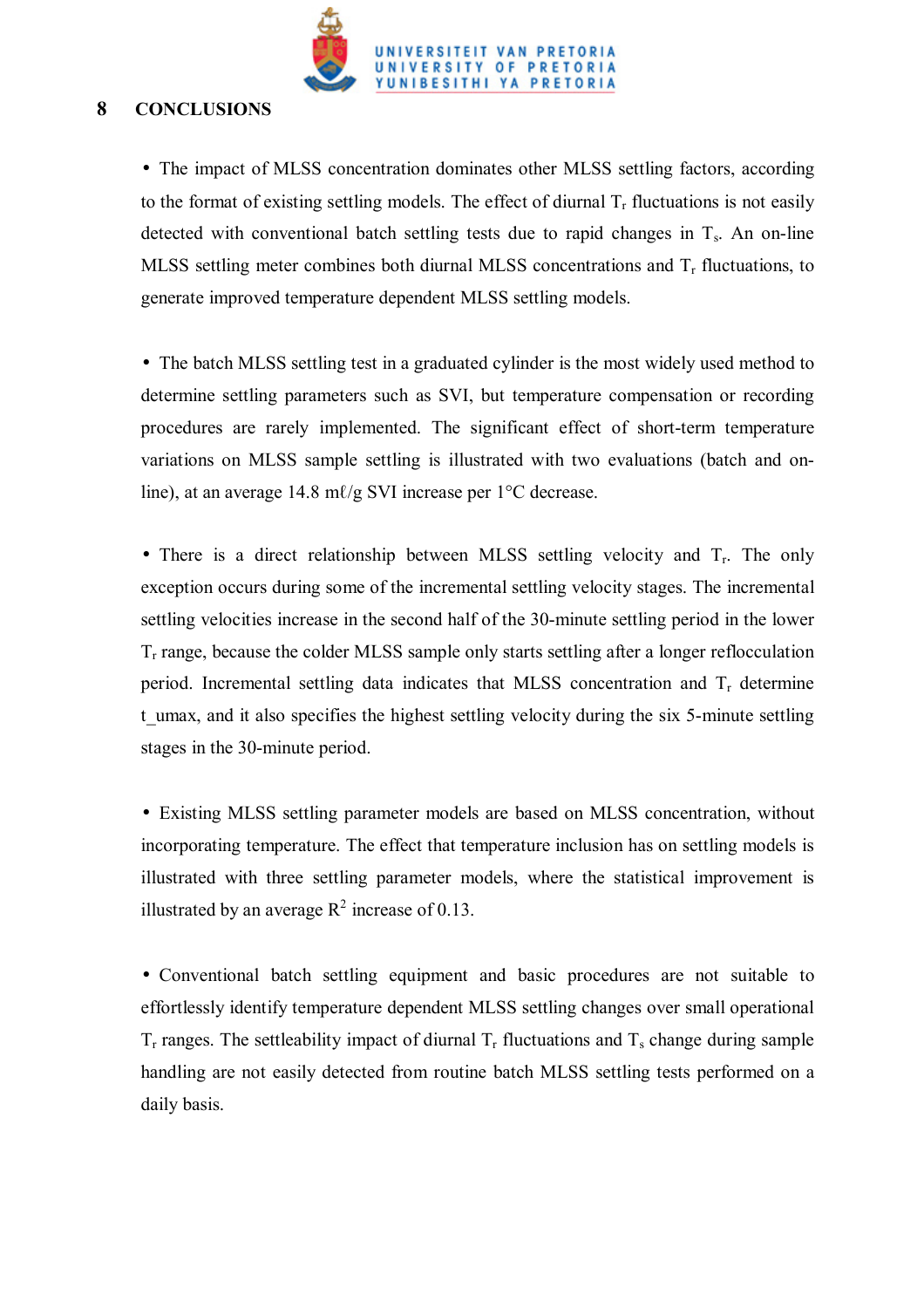# 8 CONCLUSIONS

- The impact of MLSS concentration dominates other MLSS settling factors, according to the format of existing settling models. The effect of diurnal $T_r$ fluctuations is not easily detected with conventional batch settling tests due to rapid changes in $T_s$. An on-line MLSS settling meter combines both diurnal MLSS concentrations and $T_r$ fluctuations, to generate improved temperature dependent MLSS settling models.

- The batch MLSS settling test in a graduated cylinder is the most widely used method to determine settling parameters such as SVI, but temperature compensation or recording procedures are rarely implemented. The significant effect of short-term temperature variations on MLSS sample settling is illustrated with two evaluations (batch and on-line), at an average 14.8 mℓ/g SVI increase per 1°C decrease.

- There is a direct relationship between MLSS settling velocity and $T_r$. The only exception occurs during some of the incremental settling velocity stages. The incremental settling velocities increase in the second half of the 30-minute settling period in the lower $T_r$ range, because the colder MLSS sample only starts settling after a longer reflocculation period. Incremental settling data indicates that MLSS concentration and $T_r$ determine t_umax, and it also specifies the highest settling velocity during the six 5-minute settling stages in the 30-minute period.

- Existing MLSS settling parameter models are based on MLSS concentration, without incorporating temperature. The effect that temperature inclusion has on settling models is illustrated with three settling parameter models, where the statistical improvement is illustrated by an average $R^2$ increase of 0.13.

- Conventional batch settling equipment and basic procedures are not suitable to effortlessly identify temperature dependent MLSS settling changes over small operational $T_r$ ranges. The settleability impact of diurnal $T_r$ fluctuations and $T_s$ change during sample handling are not easily detected from routine batch MLSS settling tests performed on a daily basis.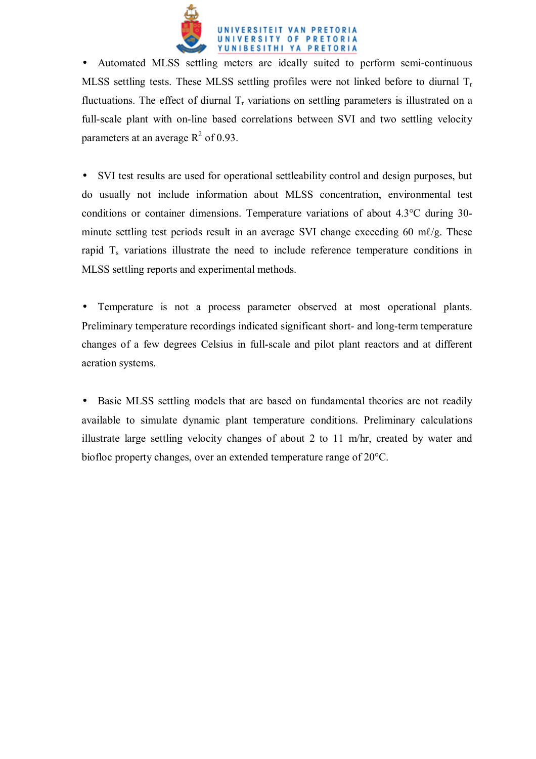- Automated MLSS settling meters are ideally suited to perform semi-continuous MLSS settling tests. These MLSS settling profiles were not linked before to diurnal $T_r$ fluctuations. The effect of diurnal $T_r$ variations on settling parameters is illustrated on a full-scale plant with on-line based correlations between SVI and two settling velocity parameters at an average $R^2$ of 0.93.

- SVI test results are used for operational settleability control and design purposes, but do usually not include information about MLSS concentration, environmental test conditions or container dimensions. Temperature variations of about 4.3°C during 30-minute settling test periods result in an average SVI change exceeding 60 mℓ/g. These rapid $T_s$ variations illustrate the need to include reference temperature conditions in MLSS settling reports and experimental methods.

- Temperature is not a process parameter observed at most operational plants. Preliminary temperature recordings indicated significant short- and long-term temperature changes of a few degrees Celsius in full-scale and pilot plant reactors and at different aeration systems.

- Basic MLSS settling models that are based on fundamental theories are not readily available to simulate dynamic plant temperature conditions. Preliminary calculations illustrate large settling velocity changes of about 2 to 11 m/hr, created by water and biofloc property changes, over an extended temperature range of 20°C.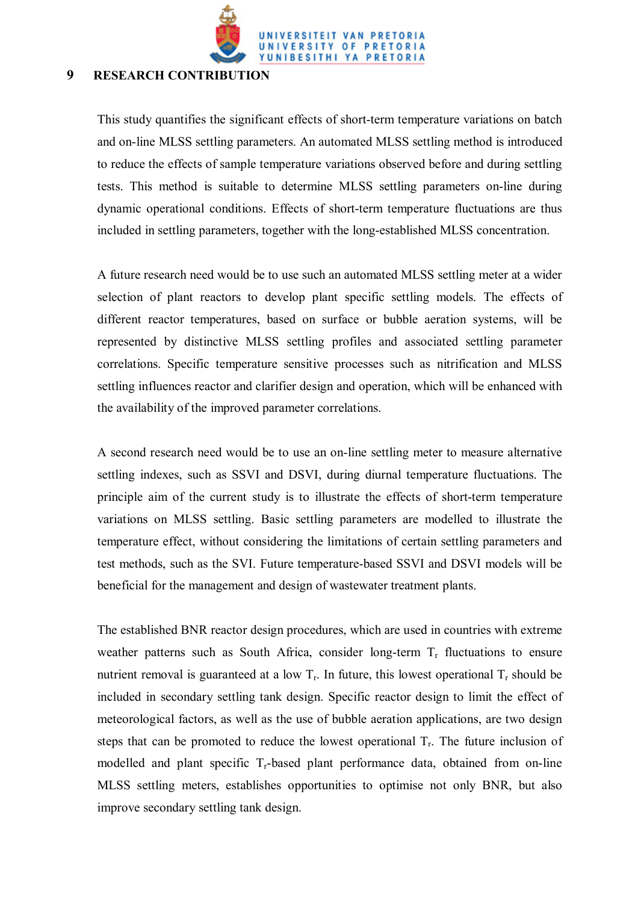# 9 RESEARCH CONTRIBUTION

This study quantifies the significant effects of short-term temperature variations on batch and on-line MLSS settling parameters. An automated MLSS settling method is introduced to reduce the effects of sample temperature variations observed before and during settling tests. This method is suitable to determine MLSS settling parameters on-line during dynamic operational conditions. Effects of short-term temperature fluctuations are thus included in settling parameters, together with the long-established MLSS concentration.

A future research need would be to use such an automated MLSS settling meter at a wider selection of plant reactors to develop plant specific settling models. The effects of different reactor temperatures, based on surface or bubble aeration systems, will be represented by distinctive MLSS settling profiles and associated settling parameter correlations. Specific temperature sensitive processes such as nitrification and MLSS settling influences reactor and clarifier design and operation, which will be enhanced with the availability of the improved parameter correlations.

A second research need would be to use an on-line settling meter to measure alternative settling indexes, such as SSVI and DSVI, during diurnal temperature fluctuations. The principle aim of the current study is to illustrate the effects of short-term temperature variations on MLSS settling. Basic settling parameters are modelled to illustrate the temperature effect, without considering the limitations of certain settling parameters and test methods, such as the SVI. Future temperature-based SSVI and DSVI models will be beneficial for the management and design of wastewater treatment plants.

The established BNR reactor design procedures, which are used in countries with extreme weather patterns such as South Africa, consider long-term $T_r$ fluctuations to ensure nutrient removal is guaranteed at a low $T_r$. In future, this lowest operational $T_r$ should be included in secondary settling tank design. Specific reactor design to limit the effect of meteorological factors, as well as the use of bubble aeration applications, are two design steps that can be promoted to reduce the lowest operational $T_r$. The future inclusion of modelled and plant specific $T_r$-based plant performance data, obtained from on-line MLSS settling meters, establishes opportunities to optimise not only BNR, but also improve secondary settling tank design.